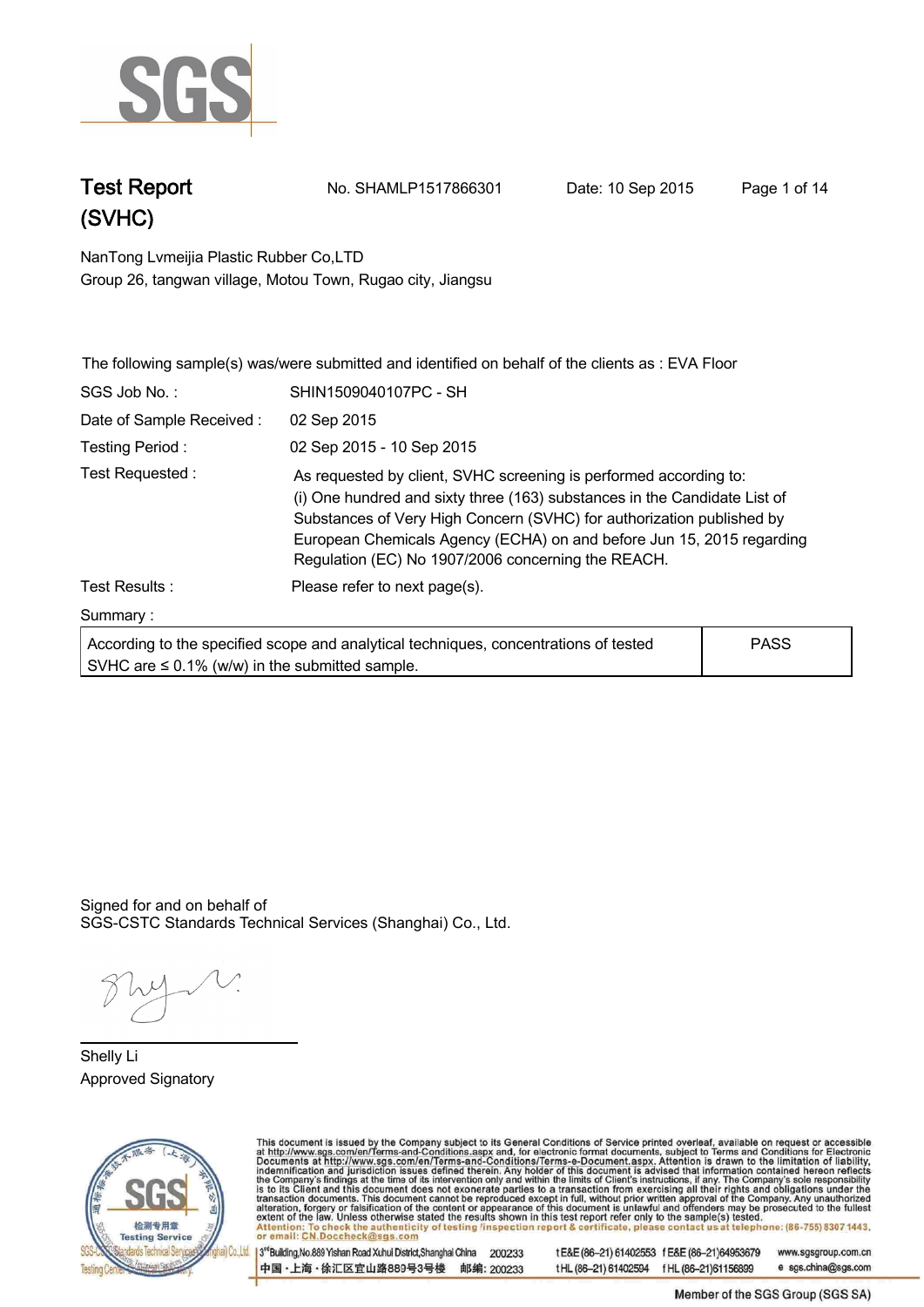# Test Report (SVHC)

No. SHAMLP1517866301 Date: 10 Sep 2015

NanTong Lvmeijia Plastic Rubber Co,LTD
Group 26, tangwan village, Motou Town, Rugao city, Jiangsu

The following sample(s) was/were submitted and identified on behalf of the clients as : EVA Floor

SGS Job No. : SHIN1509040107PC - SH

Date of Sample Received : 02 Sep 2015

Testing Period : 02 Sep 2015 - 10 Sep 2015

Test Requested : As requested by client, SVHC screening is performed according to:
(i) One hundred and sixty three (163) substances in the Candidate List of Substances of Very High Concern (SVHC) for authorization published by European Chemicals Agency (ECHA) on and before Jun 15, 2015 regarding Regulation (EC) No 1907/2006 concerning the REACH.

Test Results : Please refer to next page(s).

Summary :

| | |
|---|---|
| According to the specified scope and analytical techniques, concentrations of tested SVHC are ≤ 0.1% (w/w) in the submitted sample. | PASS |

Signed for and on behalf of
SGS-CSTC Standards Technical Services (Shanghai) Co., Ltd.

Shelly Li
Approved Signatory

This document is issued by the Company subject to its General Conditions of Service printed overleaf, available on request or accessible at http://www.sgs.com/en/Terms-and-Conditions.aspx and, for electronic format documents, subject to Terms and Conditions for Electronic Documents at http://www.sgs.com/en/Terms-and-Conditions/Terms-e-Document.aspx. Attention is drawn to the limitation of liability, indemnification and jurisdiction issues defined therein. Any holder of this document is advised that information contained hereon reflects the Company's findings at the time of its intervention only and within the limits of Client's instructions, if any. The Company's sole responsibility is to its Client and this document does not exonerate parties to a transaction from exercising all their rights and obligations under the transaction documents. This document cannot be reproduced except in full, without prior written approval of the Company. Any unauthorized alteration, forgery or falsification of the content or appearance of this document is unlawful and offenders may be prosecuted to the fullest extent of the law. Unless otherwise stated the results shown in this test report refer only to the sample(s) tested.
Attention: To check the authenticity of testing /inspection report & certificate, please contact us at telephone: (86-755) 8307 1443, or email: CN.Doccheck@sgs.com

3rd Building, No.889 Yishan Road Xuhui District, Shanghai China 200233 t E&E (86-21) 61402553 f E&E (86-21)64953679 www.sgsgroup.com.cn
中国・上海・徐汇区宜山路889号3号楼 邮编: 200233 t HL (86-21) 61402594 f HL (86-21)61156899 e sgs.china@sgs.com

Member of the SGS Group (SGS SA)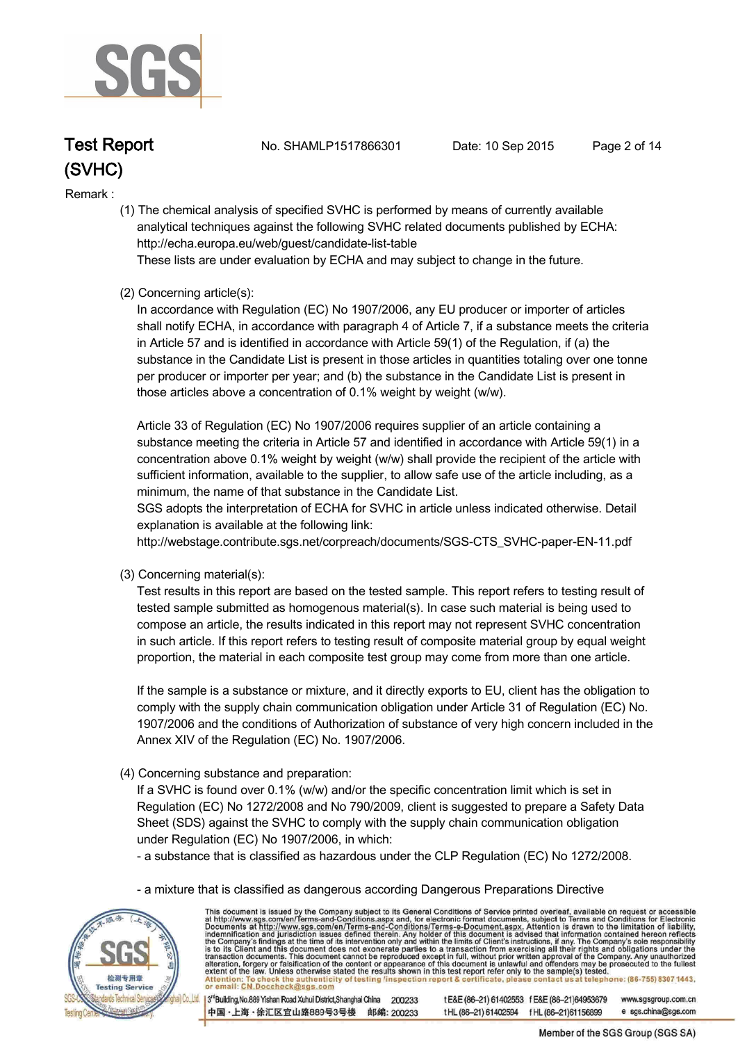Remark :

(1) The chemical analysis of specified SVHC is performed by means of currently available analytical techniques against the following SVHC related documents published by ECHA: http://echa.europa.eu/web/guest/candidate-list-table
These lists are under evaluation by ECHA and may subject to change in the future.

(2) Concerning article(s):
In accordance with Regulation (EC) No 1907/2006, any EU producer or importer of articles shall notify ECHA, in accordance with paragraph 4 of Article 7, if a substance meets the criteria in Article 57 and is identified in accordance with Article 59(1) of the Regulation, if (a) the substance in the Candidate List is present in those articles in quantities totaling over one tonne per producer or importer per year; and (b) the substance in the Candidate List is present in those articles above a concentration of 0.1% weight by weight (w/w).

Article 33 of Regulation (EC) No 1907/2006 requires supplier of an article containing a substance meeting the criteria in Article 57 and identified in accordance with Article 59(1) in a concentration above 0.1% weight by weight (w/w) shall provide the recipient of the article with sufficient information, available to the supplier, to allow safe use of the article including, as a minimum, the name of that substance in the Candidate List.
SGS adopts the interpretation of ECHA for SVHC in article unless indicated otherwise. Detail explanation is available at the following link:
http://webstage.contribute.sgs.net/corpreach/documents/SGS-CTS_SVHC-paper-EN-11.pdf

(3) Concerning material(s):
Test results in this report are based on the tested sample. This report refers to testing result of tested sample submitted as homogenous material(s). In case such material is being used to compose an article, the results indicated in this report may not represent SVHC concentration in such article. If this report refers to testing result of composite material group by equal weight proportion, the material in each composite test group may come from more than one article.

If the sample is a substance or mixture, and it directly exports to EU, client has the obligation to comply with the supply chain communication obligation under Article 31 of Regulation (EC) No. 1907/2006 and the conditions of Authorization of substance of very high concern included in the Annex XIV of the Regulation (EC) No. 1907/2006.

(4) Concerning substance and preparation:
If a SVHC is found over 0.1% (w/w) and/or the specific concentration limit which is set in Regulation (EC) No 1272/2008 and No 790/2009, client is suggested to prepare a Safety Data Sheet (SDS) against the SVHC to comply with the supply chain communication obligation under Regulation (EC) No 1907/2006, in which:

- a substance that is classified as hazardous under the CLP Regulation (EC) No 1272/2008.

- a mixture that is classified as dangerous according Dangerous Preparations Directive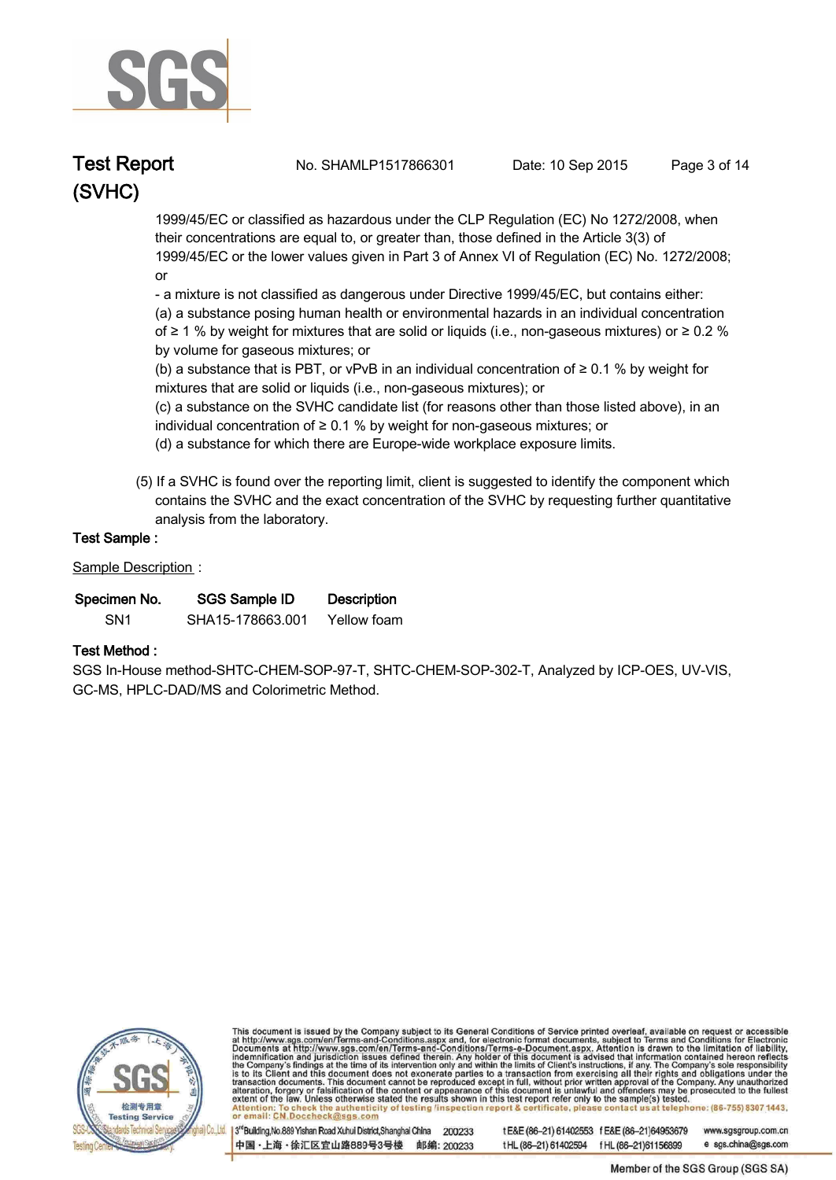1999/45/EC or classified as hazardous under the CLP Regulation (EC) No 1272/2008, when their concentrations are equal to, or greater than, those defined in the Article 3(3) of 1999/45/EC or the lower values given in Part 3 of Annex VI of Regulation (EC) No. 1272/2008; or

- a mixture is not classified as dangerous under Directive 1999/45/EC, but contains either:

(a) a substance posing human health or environmental hazards in an individual concentration of ≥ 1 % by weight for mixtures that are solid or liquids (i.e., non-gaseous mixtures) or ≥ 0.2 % by volume for gaseous mixtures; or

(b) a substance that is PBT, or vPvB in an individual concentration of ≥ 0.1 % by weight for mixtures that are solid or liquids (i.e., non-gaseous mixtures); or

(c) a substance on the SVHC candidate list (for reasons other than those listed above), in an individual concentration of ≥ 0.1 % by weight for non-gaseous mixtures; or

(d) a substance for which there are Europe-wide workplace exposure limits.

(5) If a SVHC is found over the reporting limit, client is suggested to identify the component which contains the SVHC and the exact concentration of the SVHC by requesting further quantitative analysis from the laboratory.

**Test Sample :**

Sample Description :

| Specimen No. | SGS Sample ID | Description |
|---|---|---|
| SN1 | SHA15-178663.001 | Yellow foam |

**Test Method :**

SGS In-House method-SHTC-CHEM-SOP-97-T, SHTC-CHEM-SOP-302-T, Analyzed by ICP-OES, UV-VIS, GC-MS, HPLC-DAD/MS and Colorimetric Method.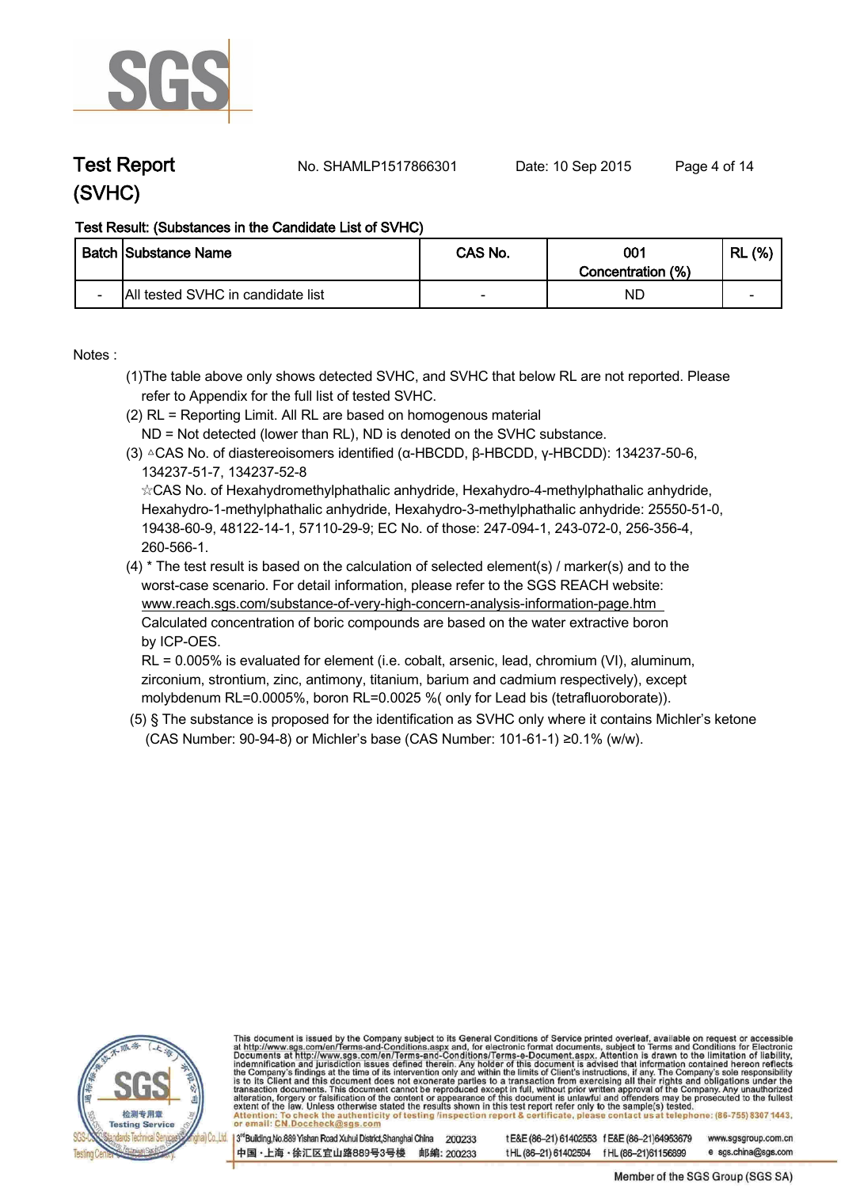# Test Report (SVHC)

No. SHAMLP1517866301 Date: 10 Sep 2015

**Test Result: (Substances in the Candidate List of SVHC)**

| Batch | Substance Name | CAS No. | 001 Concentration (%) | RL (%) |
|---|---|---|---|---|
| - | All tested SVHC in candidate list | - | ND | - |

Notes :

(1)The table above only shows detected SVHC, and SVHC that below RL are not reported. Please refer to Appendix for the full list of tested SVHC.

(2) RL = Reporting Limit. All RL are based on homogenous material
ND = Not detected (lower than RL), ND is denoted on the SVHC substance.

(3) △CAS No. of diastereoisomers identified (α-HBCDD, β-HBCDD, γ-HBCDD): 134237-50-6, 134237-51-7, 134237-52-8
☆CAS No. of Hexahydromethylphathalic anhydride, Hexahydro-4-methylphathalic anhydride, Hexahydro-1-methylphathalic anhydride, Hexahydro-3-methylphathalic anhydride: 25550-51-0, 19438-60-9, 48122-14-1, 57110-29-9; EC No. of those: 247-094-1, 243-072-0, 256-356-4, 260-566-1.

(4) * The test result is based on the calculation of selected element(s) / marker(s) and to the worst-case scenario. For detail information, please refer to the SGS REACH website:
www.reach.sgs.com/substance-of-very-high-concern-analysis-information-page.htm
Calculated concentration of boric compounds are based on the water extractive boron by ICP-OES.
RL = 0.005% is evaluated for element (i.e. cobalt, arsenic, lead, chromium (VI), aluminum, zirconium, strontium, zinc, antimony, titanium, barium and cadmium respectively), except molybdenum RL=0.0005%, boron RL=0.0025 %( only for Lead bis (tetrafluoroborate)).

(5) § The substance is proposed for the identification as SVHC only where it contains Michler's ketone (CAS Number: 90-94-8) or Michler's base (CAS Number: 101-61-1) ≥0.1% (w/w).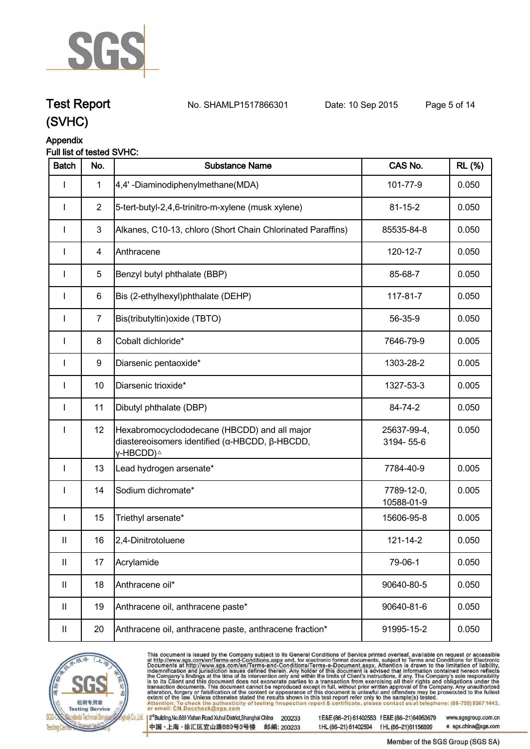# Test Report (SVHC)

No. SHAMLP1517866301 Date: 10 Sep 2015

## Appendix

**Full list of tested SVHC:**

| Batch | No. | Substance Name | CAS No. | RL (%) |
|---|---|---|---|---|
| I | 1 | 4,4' -Diaminodiphenylmethane(MDA) | 101-77-9 | 0.050 |
| I | 2 | 5-tert-butyl-2,4,6-trinitro-m-xylene (musk xylene) | 81-15-2 | 0.050 |
| I | 3 | Alkanes, C10-13, chloro (Short Chain Chlorinated Paraffins) | 85535-84-8 | 0.050 |
| I | 4 | Anthracene | 120-12-7 | 0.050 |
| I | 5 | Benzyl butyl phthalate (BBP) | 85-68-7 | 0.050 |
| I | 6 | Bis (2-ethylhexyl)phthalate (DEHP) | 117-81-7 | 0.050 |
| I | 7 | Bis(tributyltin)oxide (TBTO) | 56-35-9 | 0.050 |
| I | 8 | Cobalt dichloride* | 7646-79-9 | 0.005 |
| I | 9 | Diarsenic pentaoxide* | 1303-28-2 | 0.005 |
| I | 10 | Diarsenic trioxide* | 1327-53-3 | 0.005 |
| I | 11 | Dibutyl phthalate (DBP) | 84-74-2 | 0.050 |
| I | 12 | Hexabromocyclododecane (HBCDD) and all major diastereoisomers identified (α-HBCDD, β-HBCDD, γ-HBCDD)△ | 25637-99-4, 3194- 55-6 | 0.050 |
| I | 13 | Lead hydrogen arsenate* | 7784-40-9 | 0.005 |
| I | 14 | Sodium dichromate* | 7789-12-0, 10588-01-9 | 0.005 |
| I | 15 | Triethyl arsenate* | 15606-95-8 | 0.005 |
| II | 16 | 2,4-Dinitrotoluene | 121-14-2 | 0.050 |
| II | 17 | Acrylamide | 79-06-1 | 0.050 |
| II | 18 | Anthracene oil* | 90640-80-5 | 0.050 |
| II | 19 | Anthracene oil, anthracene paste* | 90640-81-6 | 0.050 |
| II | 20 | Anthracene oil, anthracene paste, anthracene fraction* | 91995-15-2 | 0.050 |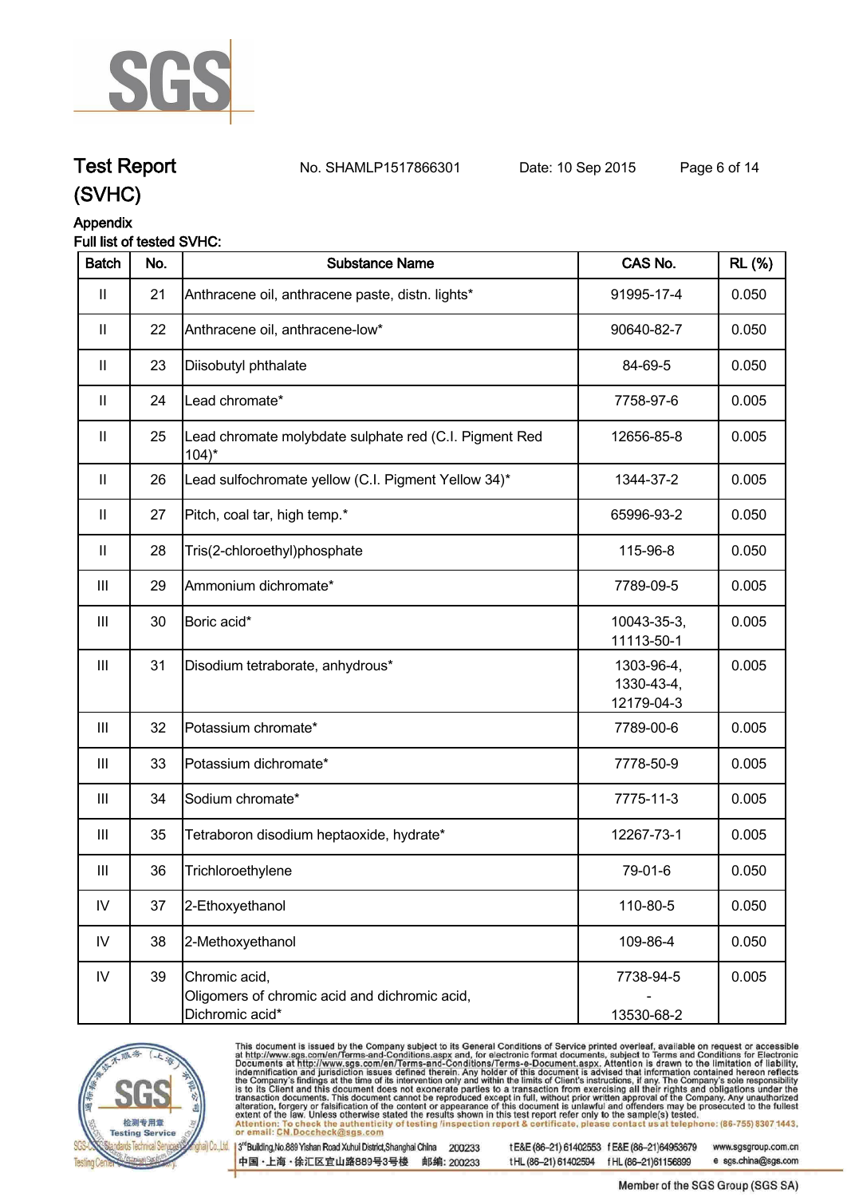# Test Report (SVHC)

No. SHAMLP1517866301 Date: 10 Sep 2015

## Appendix

### Full list of tested SVHC:

| Batch | No. | Substance Name | CAS No. | RL (%) |
|---|---|---|---|---|
| II | 21 | Anthracene oil, anthracene paste, distn. lights* | 91995-17-4 | 0.050 |
| II | 22 | Anthracene oil, anthracene-low* | 90640-82-7 | 0.050 |
| II | 23 | Diisobutyl phthalate | 84-69-5 | 0.050 |
| II | 24 | Lead chromate* | 7758-97-6 | 0.005 |
| II | 25 | Lead chromate molybdate sulphate red (C.I. Pigment Red 104)* | 12656-85-8 | 0.005 |
| II | 26 | Lead sulfochromate yellow (C.I. Pigment Yellow 34)* | 1344-37-2 | 0.005 |
| II | 27 | Pitch, coal tar, high temp.* | 65996-93-2 | 0.050 |
| II | 28 | Tris(2-chloroethyl)phosphate | 115-96-8 | 0.050 |
| III | 29 | Ammonium dichromate* | 7789-09-5 | 0.005 |
| III | 30 | Boric acid* | 10043-35-3, 11113-50-1 | 0.005 |
| III | 31 | Disodium tetraborate, anhydrous* | 1303-96-4, 1330-43-4, 12179-04-3 | 0.005 |
| III | 32 | Potassium chromate* | 7789-00-6 | 0.005 |
| III | 33 | Potassium dichromate* | 7778-50-9 | 0.005 |
| III | 34 | Sodium chromate* | 7775-11-3 | 0.005 |
| III | 35 | Tetraboron disodium heptaoxide, hydrate* | 12267-73-1 | 0.005 |
| III | 36 | Trichloroethylene | 79-01-6 | 0.050 |
| IV | 37 | 2-Ethoxyethanol | 110-80-5 | 0.050 |
| IV | 38 | 2-Methoxyethanol | 109-86-4 | 0.050 |
| IV | 39 | Chromic acid, Oligomers of chromic acid and dichromic acid, Dichromic acid* | 7738-94-5 - 13530-68-2 | 0.005 |

This document is issued by the Company subject to its General Conditions of Service printed overleaf, available on request or accessible at http://www.sgs.com/en/Terms-and-Conditions.aspx and, for electronic format documents, subject to Terms and Conditions for Electronic Documents at http://www.sgs.com/en/Terms-and-Conditions/Terms-e-Document.aspx. Attention is drawn to the limitation of liability, indemnification and jurisdiction issues defined therein. Any holder of this document is advised that information contained hereon reflects the Company's findings at the time of its intervention only and within the limits of Client's instructions, if any. The Company's sole responsibility is to its Client and this document does not exonerate parties to a transaction from exercising all their rights and obligations under the transaction documents. This document cannot be reproduced except in full, without prior written approval of the Company. Any unauthorized alteration, forgery or falsification of the content or appearance of this document is unlawful and offenders may be prosecuted to the fullest extent of the law. Unless otherwise stated the results shown in this test report refer only to the sample(s) tested.
Attention: To check the authenticity of testing /inspection report & certificate, please contact us at telephone: (86-755) 8307 1443, or email: CN.Doccheck@sgs.com

3rd Building, No.889 Yishan Road Xuhui District, Shanghai China 200233 t E&E (86-21) 61402553 f E&E (86-21)64953679 www.sgsgroup.com.cn
中国・上海・徐汇区宜山路889号3号楼 邮编: 200233 t HL (86-21) 61402594 f HL (86-21)61156899 e sgs.china@sgs.com

Member of the SGS Group (SGS SA)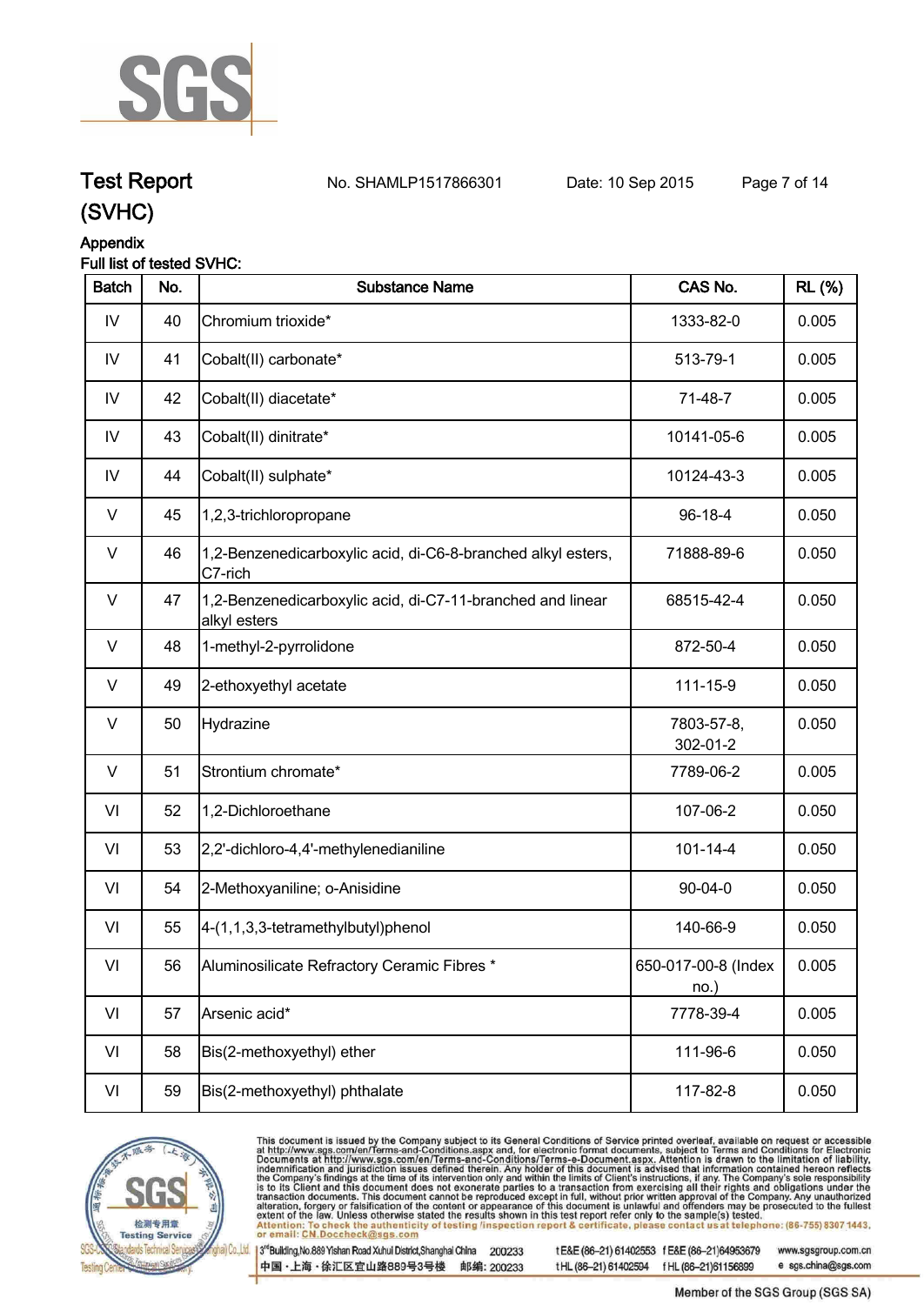Appendix

Full list of tested SVHC:

| Batch | No. | Substance Name | CAS No. | RL (%) |
|---|---|---|---|---|
| IV | 40 | Chromium trioxide* | 1333-82-0 | 0.005 |
| IV | 41 | Cobalt(II) carbonate* | 513-79-1 | 0.005 |
| IV | 42 | Cobalt(II) diacetate* | 71-48-7 | 0.005 |
| IV | 43 | Cobalt(II) dinitrate* | 10141-05-6 | 0.005 |
| IV | 44 | Cobalt(II) sulphate* | 10124-43-3 | 0.005 |
| V | 45 | 1,2,3-trichloropropane | 96-18-4 | 0.050 |
| V | 46 | 1,2-Benzenedicarboxylic acid, di-C6-8-branched alkyl esters, C7-rich | 71888-89-6 | 0.050 |
| V | 47 | 1,2-Benzenedicarboxylic acid, di-C7-11-branched and linear alkyl esters | 68515-42-4 | 0.050 |
| V | 48 | 1-methyl-2-pyrrolidone | 872-50-4 | 0.050 |
| V | 49 | 2-ethoxyethyl acetate | 111-15-9 | 0.050 |
| V | 50 | Hydrazine | 7803-57-8, 302-01-2 | 0.050 |
| V | 51 | Strontium chromate* | 7789-06-2 | 0.005 |
| VI | 52 | 1,2-Dichloroethane | 107-06-2 | 0.050 |
| VI | 53 | 2,2'-dichloro-4,4'-methylenedianiline | 101-14-4 | 0.050 |
| VI | 54 | 2-Methoxyaniline; o-Anisidine | 90-04-0 | 0.050 |
| VI | 55 | 4-(1,1,3,3-tetramethylbutyl)phenol | 140-66-9 | 0.050 |
| VI | 56 | Aluminosilicate Refractory Ceramic Fibres * | 650-017-00-8 (Index no.) | 0.005 |
| VI | 57 | Arsenic acid* | 7778-39-4 | 0.005 |
| VI | 58 | Bis(2-methoxyethyl) ether | 111-96-6 | 0.050 |
| VI | 59 | Bis(2-methoxyethyl) phthalate | 117-82-8 | 0.050 |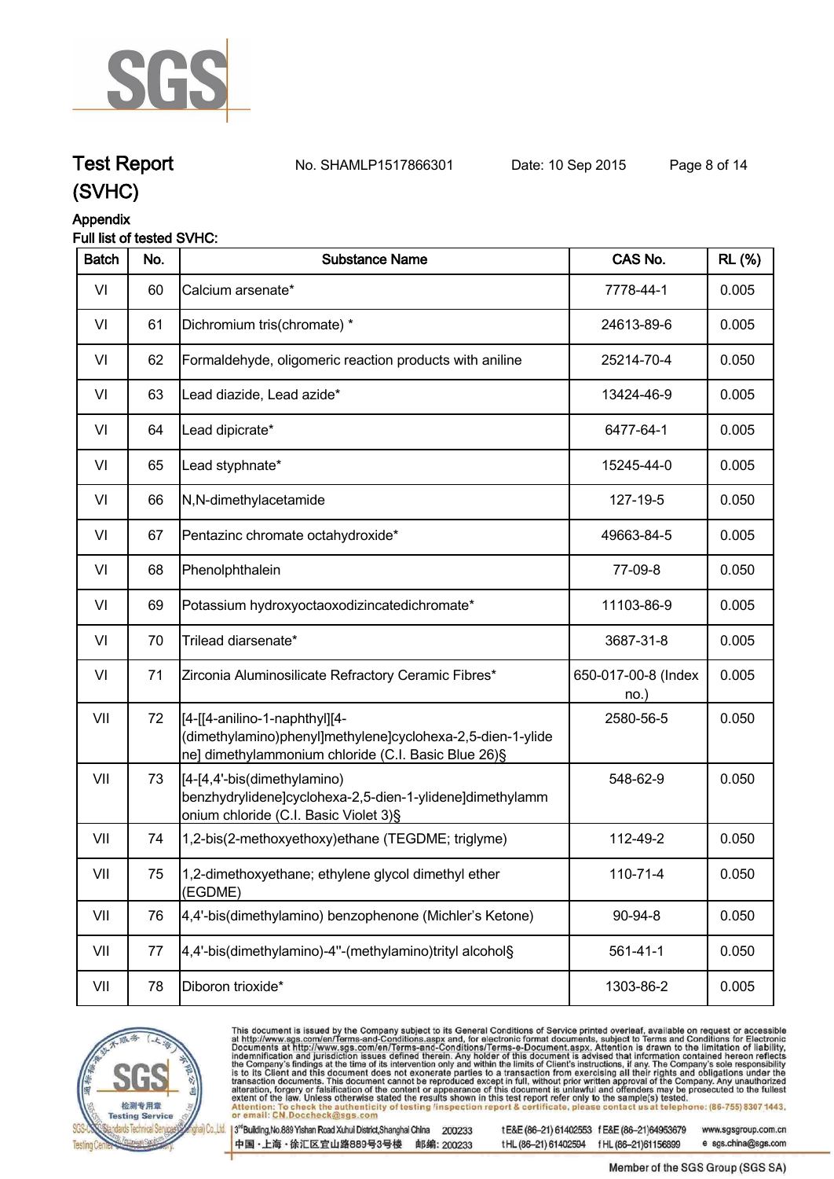## Test Report (SVHC)

No. SHAMLP1517866301 Date: 10 Sep 2015

### Appendix

**Full list of tested SVHC:**

| Batch | No. | Substance Name | CAS No. | RL (%) |
|---|---|---|---|---|
| VI | 60 | Calcium arsenate* | 7778-44-1 | 0.005 |
| VI | 61 | Dichromium tris(chromate) * | 24613-89-6 | 0.005 |
| VI | 62 | Formaldehyde, oligomeric reaction products with aniline | 25214-70-4 | 0.050 |
| VI | 63 | Lead diazide, Lead azide* | 13424-46-9 | 0.005 |
| VI | 64 | Lead dipicrate* | 6477-64-1 | 0.005 |
| VI | 65 | Lead styphnate* | 15245-44-0 | 0.005 |
| VI | 66 | N,N-dimethylacetamide | 127-19-5 | 0.050 |
| VI | 67 | Pentazinc chromate octahydroxide* | 49663-84-5 | 0.005 |
| VI | 68 | Phenolphthalein | 77-09-8 | 0.050 |
| VI | 69 | Potassium hydroxyoctaoxodizincatedichromate* | 11103-86-9 | 0.005 |
| VI | 70 | Trilead diarsenate* | 3687-31-8 | 0.005 |
| VI | 71 | Zirconia Aluminosilicate Refractory Ceramic Fibres* | 650-017-00-8 (Index no.) | 0.005 |
| VII | 72 | [4-[[4-anilino-1-naphthyl][4-(dimethylamino)phenyl]methylene]cyclohexa-2,5-dien-1-ylidene] dimethylammonium chloride (C.I. Basic Blue 26)§ | 2580-56-5 | 0.050 |
| VII | 73 | [4-[4,4'-bis(dimethylamino) benzhydrylidene]cyclohexa-2,5-dien-1-ylidene]dimethylammonium chloride (C.I. Basic Violet 3)§ | 548-62-9 | 0.050 |
| VII | 74 | 1,2-bis(2-methoxyethoxy)ethane (TEGDME; triglyme) | 112-49-2 | 0.050 |
| VII | 75 | 1,2-dimethoxyethane; ethylene glycol dimethyl ether (EGDME) | 110-71-4 | 0.050 |
| VII | 76 | 4,4'-bis(dimethylamino) benzophenone (Michler's Ketone) | 90-94-8 | 0.050 |
| VII | 77 | 4,4'-bis(dimethylamino)-4''-(methylamino)trityl alcohol§ | 561-41-1 | 0.050 |
| VII | 78 | Diboron trioxide* | 1303-86-2 | 0.005 |

This document is issued by the Company subject to its General Conditions of Service printed overleaf, available on request or accessible at http://www.sgs.com/en/Terms-and-Conditions.aspx and, for electronic format documents, subject to Terms and Conditions for Electronic Documents at http://www.sgs.com/en/Terms-and-Conditions/Terms-e-Document.aspx. Attention is drawn to the limitation of liability, indemnification and jurisdiction issues defined therein. Any holder of this document is advised that information contained hereon reflects the Company's findings at the time of its intervention only and within the limits of Client's instructions, if any. The Company's sole responsibility is to its Client and this document does not exonerate parties to a transaction from exercising all their rights and obligations under the transaction documents. This document cannot be reproduced except in full, without prior written approval of the Company. Any unauthorized alteration, forgery or falsification of the content or appearance of this document is unlawful and offenders may be prosecuted to the fullest extent of the law. Unless otherwise stated the results shown in this test report refer only to the sample(s) tested.
Attention: To check the authenticity of testing /inspection report & certificate, please contact us at telephone: (86-755) 8307 1443, or email: CN.Doccheck@sgs.com

3rd Building,No.889 Yishan Road Xuhui District,Shanghai China 200233 t E&E (86-21) 61402553 f E&E (86-21)64953679 www.sgsgroup.com.cn
中国・上海・徐汇区宜山路889号3号楼 邮编: 200233 t HL (86-21) 61402594 f HL (86-21)61156899 e sgs.china@sgs.com

Member of the SGS Group (SGS SA)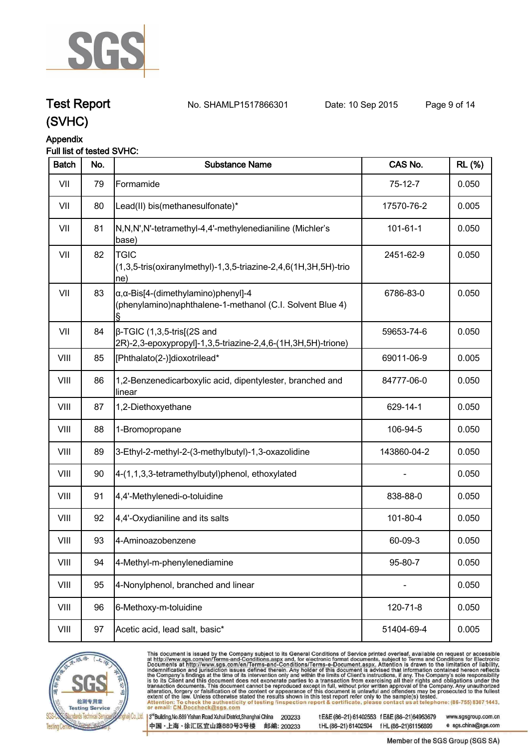## Test Report (SVHC)

No. SHAMLP1517866301 Date: 10 Sep 2015

### Appendix

**Full list of tested SVHC:**

| Batch | No. | Substance Name | CAS No. | RL (%) |
|---|---|---|---|---|
| VII | 79 | Formamide | 75-12-7 | 0.050 |
| VII | 80 | Lead(II) bis(methanesulfonate)* | 17570-76-2 | 0.005 |
| VII | 81 | N,N,N',N'-tetramethyl-4,4'-methylenedianiline (Michler's base) | 101-61-1 | 0.050 |
| VII | 82 | TGIC (1,3,5-tris(oxiranylmethyl)-1,3,5-triazine-2,4,6(1H,3H,5H)-trione) | 2451-62-9 | 0.050 |
| VII | 83 | α,α-Bis[4-(dimethylamino)phenyl]-4 (phenylamino)naphthalene-1-methanol (C.I. Solvent Blue 4) § | 6786-83-0 | 0.050 |
| VII | 84 | β-TGIC (1,3,5-tris[(2S and 2R)-2,3-epoxypropyl]-1,3,5-triazine-2,4,6-(1H,3H,5H)-trione) | 59653-74-6 | 0.050 |
| VIII | 85 | [Phthalato(2-)]dioxotrilead* | 69011-06-9 | 0.005 |
| VIII | 86 | 1,2-Benzenedicarboxylic acid, dipentylester, branched and linear | 84777-06-0 | 0.050 |
| VIII | 87 | 1,2-Diethoxyethane | 629-14-1 | 0.050 |
| VIII | 88 | 1-Bromopropane | 106-94-5 | 0.050 |
| VIII | 89 | 3-Ethyl-2-methyl-2-(3-methylbutyl)-1,3-oxazolidine | 143860-04-2 | 0.050 |
| VIII | 90 | 4-(1,1,3,3-tetramethylbutyl)phenol, ethoxylated | - | 0.050 |
| VIII | 91 | 4,4'-Methylenedi-o-toluidine | 838-88-0 | 0.050 |
| VIII | 92 | 4,4'-Oxydianiline and its salts | 101-80-4 | 0.050 |
| VIII | 93 | 4-Aminoazobenzene | 60-09-3 | 0.050 |
| VIII | 94 | 4-Methyl-m-phenylenediamine | 95-80-7 | 0.050 |
| VIII | 95 | 4-Nonylphenol, branched and linear | - | 0.050 |
| VIII | 96 | 6-Methoxy-m-toluidine | 120-71-8 | 0.050 |
| VIII | 97 | Acetic acid, lead salt, basic* | 51404-69-4 | 0.005 |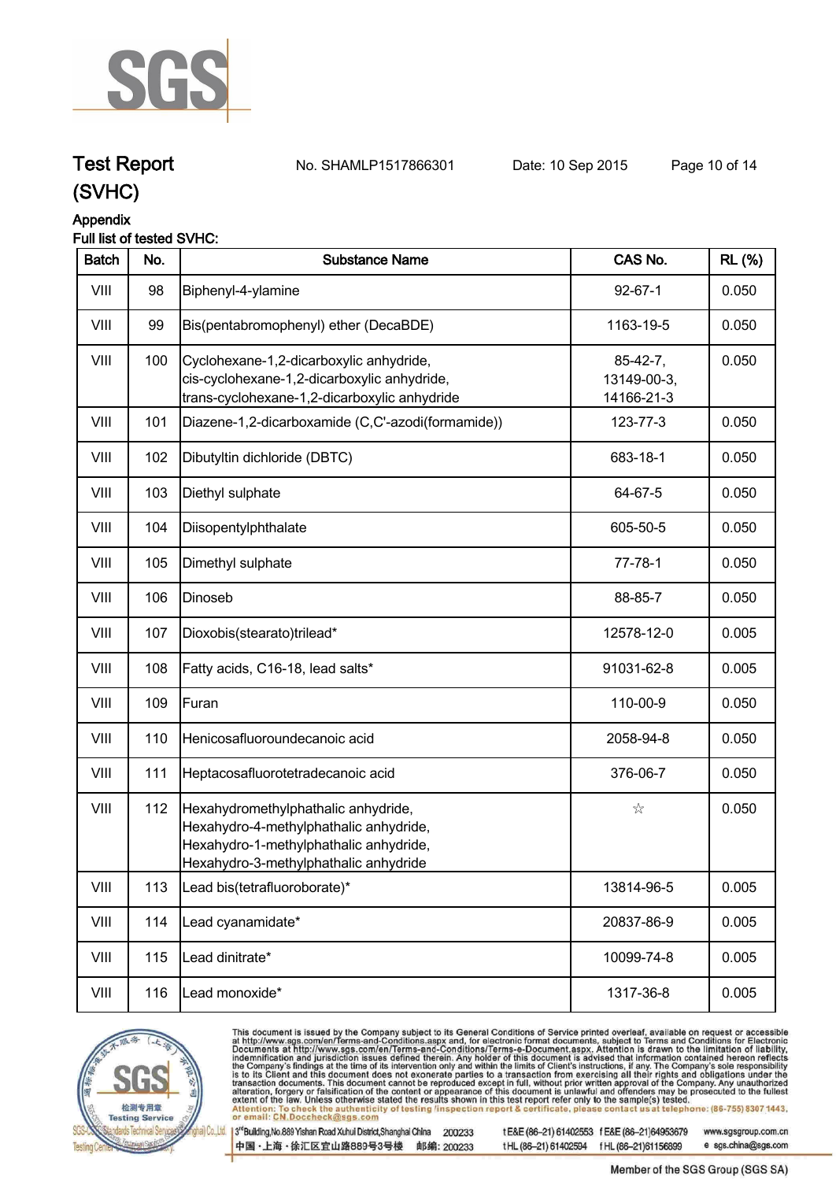# Test Report (SVHC)

No. SHAMLP1517866301 Date: 10 Sep 2015

**Appendix**

**Full list of tested SVHC:**

| Batch | No. | Substance Name | CAS No. | RL (%) |
|---|---|---|---|---|
| VIII | 98 | Biphenyl-4-ylamine | 92-67-1 | 0.050 |
| VIII | 99 | Bis(pentabromophenyl) ether (DecaBDE) | 1163-19-5 | 0.050 |
| VIII | 100 | Cyclohexane-1,2-dicarboxylic anhydride, cis-cyclohexane-1,2-dicarboxylic anhydride, trans-cyclohexane-1,2-dicarboxylic anhydride | 85-42-7, 13149-00-3, 14166-21-3 | 0.050 |
| VIII | 101 | Diazene-1,2-dicarboxamide (C,C'-azodi(formamide)) | 123-77-3 | 0.050 |
| VIII | 102 | Dibutyltin dichloride (DBTC) | 683-18-1 | 0.050 |
| VIII | 103 | Diethyl sulphate | 64-67-5 | 0.050 |
| VIII | 104 | Diisopentylphthalate | 605-50-5 | 0.050 |
| VIII | 105 | Dimethyl sulphate | 77-78-1 | 0.050 |
| VIII | 106 | Dinoseb | 88-85-7 | 0.050 |
| VIII | 107 | Dioxobis(stearato)trilead* | 12578-12-0 | 0.005 |
| VIII | 108 | Fatty acids, C16-18, lead salts* | 91031-62-8 | 0.005 |
| VIII | 109 | Furan | 110-00-9 | 0.050 |
| VIII | 110 | Henicosafluoroundecanoic acid | 2058-94-8 | 0.050 |
| VIII | 111 | Heptacosafluorotetradecanoic acid | 376-06-7 | 0.050 |
| VIII | 112 | Hexahydromethylphathalic anhydride, Hexahydro-4-methylphathalic anhydride, Hexahydro-1-methylphathalic anhydride, Hexahydro-3-methylphathalic anhydride | ☆ | 0.050 |
| VIII | 113 | Lead bis(tetrafluoroborate)* | 13814-96-5 | 0.005 |
| VIII | 114 | Lead cyanamidate* | 20837-86-9 | 0.005 |
| VIII | 115 | Lead dinitrate* | 10099-74-8 | 0.005 |
| VIII | 116 | Lead monoxide* | 1317-36-8 | 0.005 |

This document is issued by the Company subject to its General Conditions of Service printed overleaf, available on request or accessible at http://www.sgs.com/en/Terms-and-Conditions.aspx and, for electronic format documents, subject to Terms and Conditions for Electronic Documents at http://www.sgs.com/en/Terms-and-Conditions/Terms-e-Document.aspx. Attention is drawn to the limitation of liability, indemnification and jurisdiction issues defined therein. Any holder of this document is advised that information contained hereon reflects the Company's findings at the time of its intervention only and within the limits of Client's instructions, if any. The Company's sole responsibility is to its Client and this document does not exonerate parties to a transaction from exercising all their rights and obligations under the transaction documents. This document cannot be reproduced except in full, without prior written approval of the Company. Any unauthorized alteration, forgery or falsification of the content or appearance of this document is unlawful and offenders may be prosecuted to the fullest extent of the law. Unless otherwise stated the results shown in this test report refer only to the sample(s) tested.
Attention: To check the authenticity of testing /inspection report & certificate, please contact us at telephone: (86-755) 8307 1443, or email: CN.Doccheck@sgs.com

3rd Building,No.889 Yishan Road Xuhui District,Shanghai China 200233 t E&E (86-21) 61402553 f E&E (86-21)64953679 www.sgsgroup.com.cn
中国・上海・徐汇区宜山路889号3号楼 邮编: 200233 t HL (86-21) 61402594 f HL (86-21)61156899 e sgs.china@sgs.com

Member of the SGS Group (SGS SA)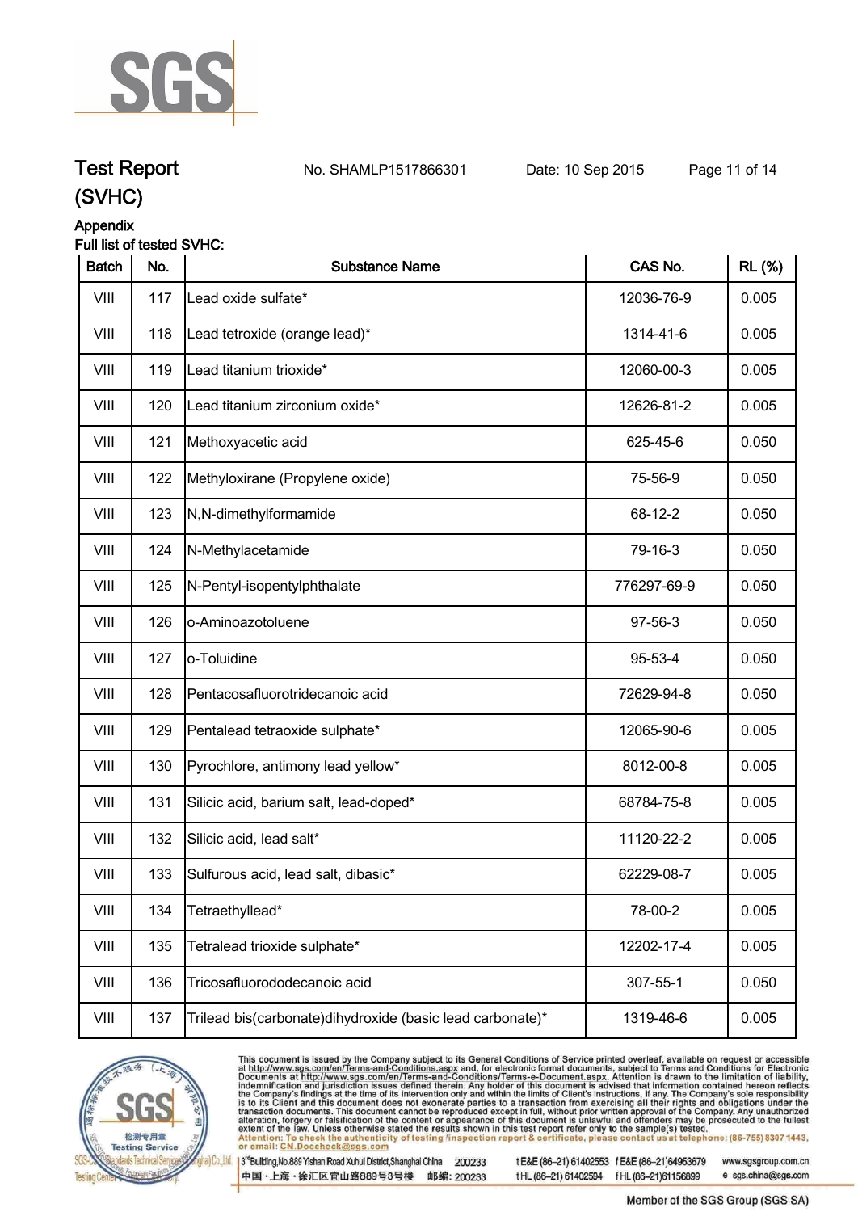Test Report (SVHC)    No. SHAMLP1517866301    Date: 10 Sep 2015

Appendix

Full list of tested SVHC:

| Batch | No. | Substance Name | CAS No. | RL (%) |
|---|---|---|---|---|
| VIII | 117 | Lead oxide sulfate* | 12036-76-9 | 0.005 |
| VIII | 118 | Lead tetroxide (orange lead)* | 1314-41-6 | 0.005 |
| VIII | 119 | Lead titanium trioxide* | 12060-00-3 | 0.005 |
| VIII | 120 | Lead titanium zirconium oxide* | 12626-81-2 | 0.005 |
| VIII | 121 | Methoxyacetic acid | 625-45-6 | 0.050 |
| VIII | 122 | Methyloxirane (Propylene oxide) | 75-56-9 | 0.050 |
| VIII | 123 | N,N-dimethylformamide | 68-12-2 | 0.050 |
| VIII | 124 | N-Methylacetamide | 79-16-3 | 0.050 |
| VIII | 125 | N-Pentyl-isopentylphthalate | 776297-69-9 | 0.050 |
| VIII | 126 | o-Aminoazotoluene | 97-56-3 | 0.050 |
| VIII | 127 | o-Toluidine | 95-53-4 | 0.050 |
| VIII | 128 | Pentacosafluorotridecanoic acid | 72629-94-8 | 0.050 |
| VIII | 129 | Pentalead tetraoxide sulphate* | 12065-90-6 | 0.005 |
| VIII | 130 | Pyrochlore, antimony lead yellow* | 8012-00-8 | 0.005 |
| VIII | 131 | Silicic acid, barium salt, lead-doped* | 68784-75-8 | 0.005 |
| VIII | 132 | Silicic acid, lead salt* | 11120-22-2 | 0.005 |
| VIII | 133 | Sulfurous acid, lead salt, dibasic* | 62229-08-7 | 0.005 |
| VIII | 134 | Tetraethyllead* | 78-00-2 | 0.005 |
| VIII | 135 | Tetralead trioxide sulphate* | 12202-17-4 | 0.005 |
| VIII | 136 | Tricosafluorododecanoic acid | 307-55-1 | 0.050 |
| VIII | 137 | Trilead bis(carbonate)dihydroxide (basic lead carbonate)* | 1319-46-6 | 0.005 |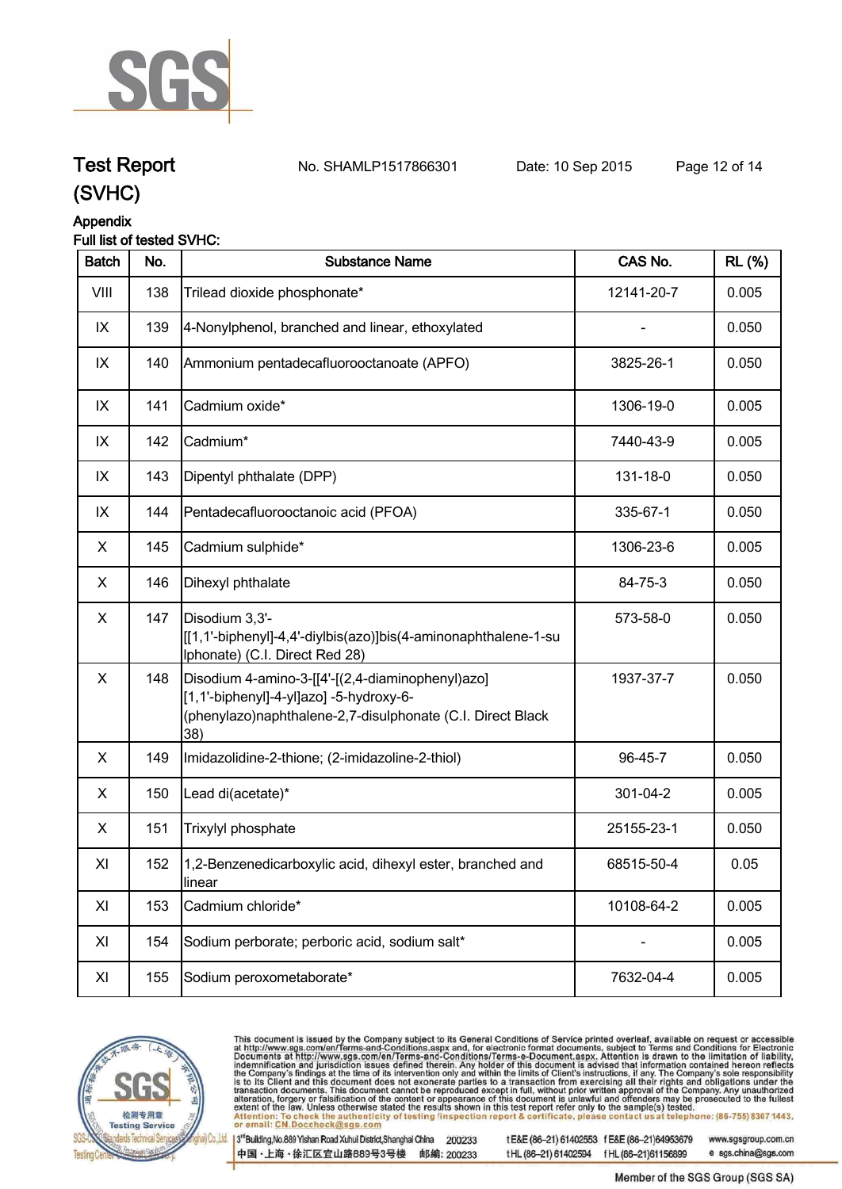**Test Report** No. SHAMLP1517866301 Date: 10 Sep 2015
**(SVHC)**

**Appendix**

**Full list of tested SVHC:**

| Batch | No. | Substance Name | CAS No. | RL (%) |
|---|---|---|---|---|
| VIII | 138 | Trilead dioxide phosphonate* | 12141-20-7 | 0.005 |
| IX | 139 | 4-Nonylphenol, branched and linear, ethoxylated | - | 0.050 |
| IX | 140 | Ammonium pentadecafluorooctanoate (APFO) | 3825-26-1 | 0.050 |
| IX | 141 | Cadmium oxide* | 1306-19-0 | 0.005 |
| IX | 142 | Cadmium* | 7440-43-9 | 0.005 |
| IX | 143 | Dipentyl phthalate (DPP) | 131-18-0 | 0.050 |
| IX | 144 | Pentadecafluorooctanoic acid (PFOA) | 335-67-1 | 0.050 |
| X | 145 | Cadmium sulphide* | 1306-23-6 | 0.005 |
| X | 146 | Dihexyl phthalate | 84-75-3 | 0.050 |
| X | 147 | Disodium 3,3'-[[1,1'-biphenyl]-4,4'-diylbis(azo)]bis(4-aminonaphthalene-1-sulphonate) (C.I. Direct Red 28) | 573-58-0 | 0.050 |
| X | 148 | Disodium 4-amino-3-[[4'-[(2,4-diaminophenyl)azo] [1,1'-biphenyl]-4-yl]azo] -5-hydroxy-6-(phenylazo)naphthalene-2,7-disulphonate (C.I. Direct Black 38) | 1937-37-7 | 0.050 |
| X | 149 | Imidazolidine-2-thione; (2-imidazoline-2-thiol) | 96-45-7 | 0.050 |
| X | 150 | Lead di(acetate)* | 301-04-2 | 0.005 |
| X | 151 | Trixylyl phosphate | 25155-23-1 | 0.050 |
| XI | 152 | 1,2-Benzenedicarboxylic acid, dihexyl ester, branched and linear | 68515-50-4 | 0.05 |
| XI | 153 | Cadmium chloride* | 10108-64-2 | 0.005 |
| XI | 154 | Sodium perborate; perboric acid, sodium salt* | - | 0.005 |
| XI | 155 | Sodium peroxometaborate* | 7632-04-4 | 0.005 |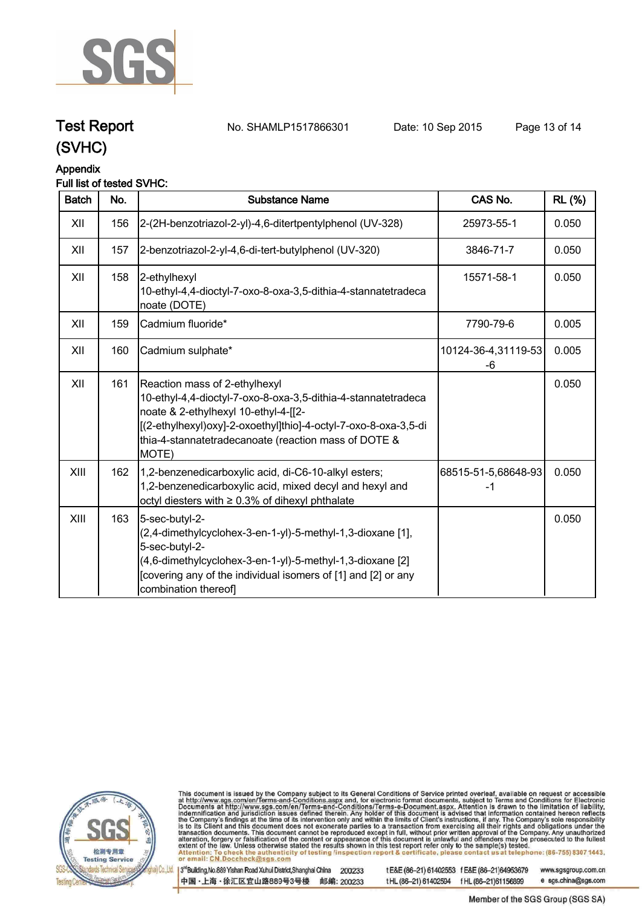# Test Report (SVHC)

No. SHAMLP1517866301 Date: 10 Sep 2015

## Appendix

**Full list of tested SVHC:**

| Batch | No. | Substance Name | CAS No. | RL (%) |
|---|---|---|---|---|
| XII | 156 | 2-(2H-benzotriazol-2-yl)-4,6-ditertpentylphenol (UV-328) | 25973-55-1 | 0.050 |
| XII | 157 | 2-benzotriazol-2-yl-4,6-di-tert-butylphenol (UV-320) | 3846-71-7 | 0.050 |
| XII | 158 | 2-ethylhexyl 10-ethyl-4,4-dioctyl-7-oxo-8-oxa-3,5-dithia-4-stannatetradecanoate (DOTE) | 15571-58-1 | 0.050 |
| XII | 159 | Cadmium fluoride* | 7790-79-6 | 0.005 |
| XII | 160 | Cadmium sulphate* | 10124-36-4,31119-53-6 | 0.005 |
| XII | 161 | Reaction mass of 2-ethylhexyl 10-ethyl-4,4-dioctyl-7-oxo-8-oxa-3,5-dithia-4-stannatetradecanoate & 2-ethylhexyl 10-ethyl-4-[[2-[(2-ethylhexyl)oxy]-2-oxoethyl]thio]-4-octyl-7-oxo-8-oxa-3,5-dithia-4-stannatetradecanoate (reaction mass of DOTE & MOTE) | | 0.050 |
| XIII | 162 | 1,2-benzenedicarboxylic acid, di-C6-10-alkyl esters; 1,2-benzenedicarboxylic acid, mixed decyl and hexyl and octyl diesters with ≥ 0.3% of dihexyl phthalate | 68515-51-5,68648-93-1 | 0.050 |
| XIII | 163 | 5-sec-butyl-2-(2,4-dimethylcyclohex-3-en-1-yl)-5-methyl-1,3-dioxane [1], 5-sec-butyl-2-(4,6-dimethylcyclohex-3-en-1-yl)-5-methyl-1,3-dioxane [2] [covering any of the individual isomers of [1] and [2] or any combination thereof] | | 0.050 |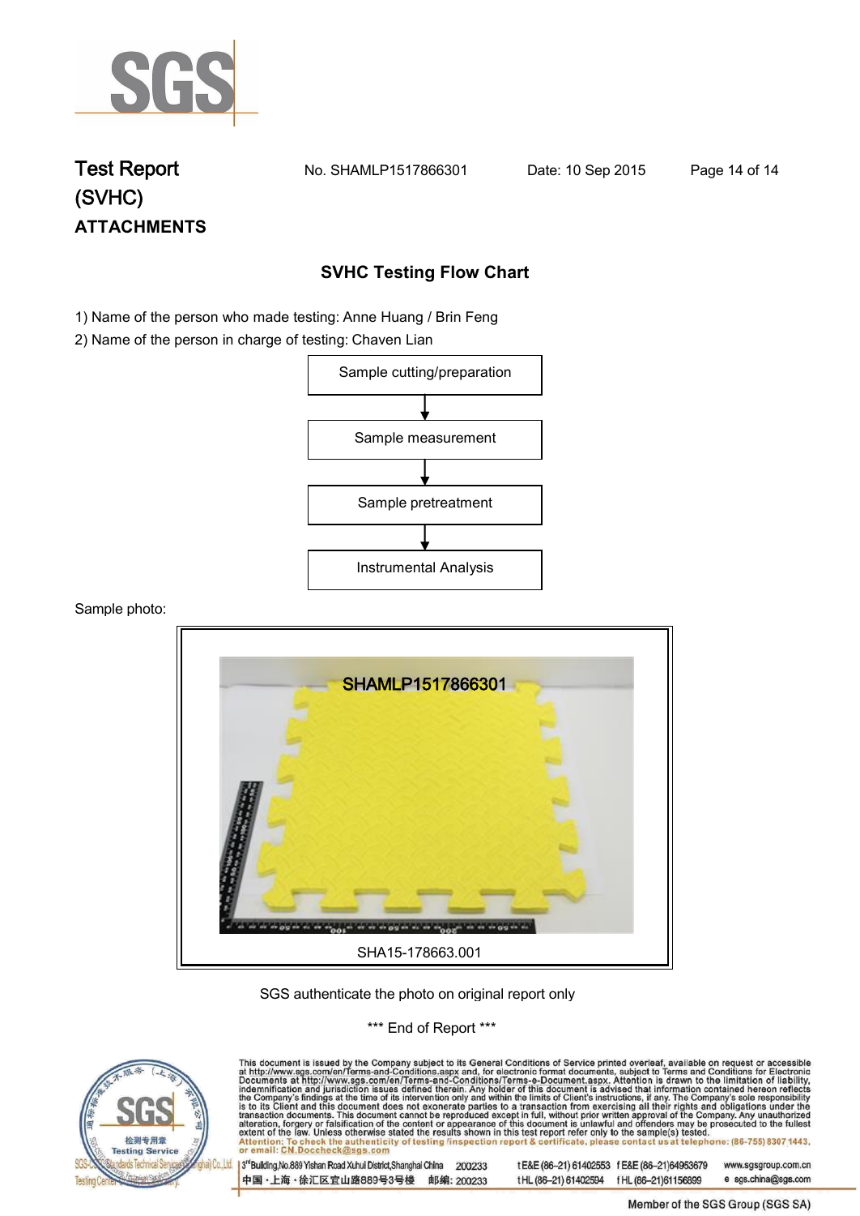# Test Report (SVHC)

No. SHAMLP1517866301 Date: 10 Sep 2015

**ATTACHMENTS**

## SVHC Testing Flow Chart

1) Name of the person who made testing: Anne Huang / Brin Feng
2) Name of the person in charge of testing: Chaven Lian

Sample cutting/preparation
↓
Sample measurement
↓
Sample pretreatment
↓
Instrumental Analysis

Sample photo:

SHAMLP1517866301

SHA15-178663.001

SGS authenticate the photo on original report only

*** End of Report ***